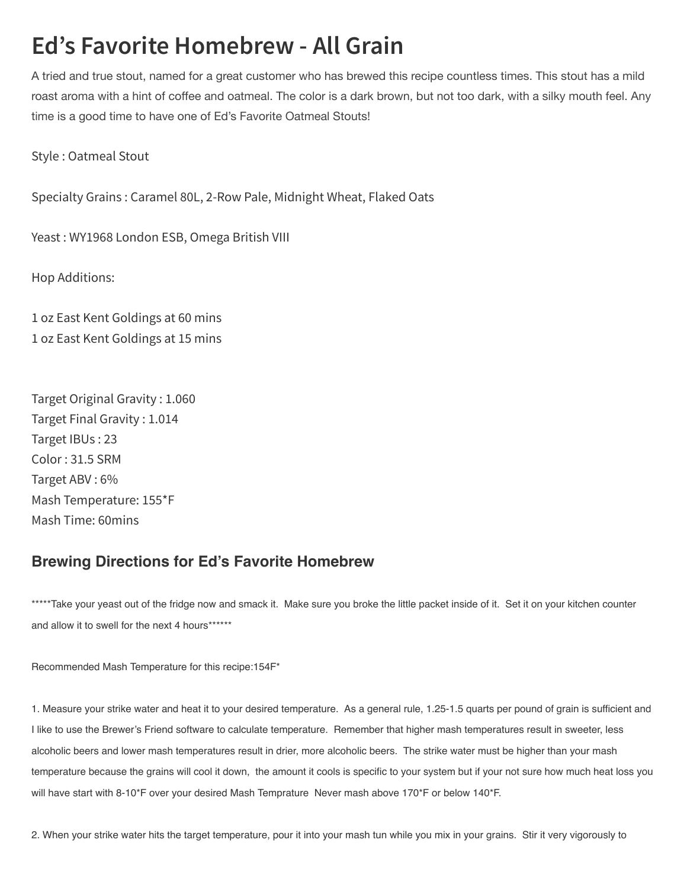# Ed's Favorite Homebrew - All Grain

A tried and true stout, named for a great customer who has brewed this recipe countless times. This stout has a mild roast aroma with a hint of coffee and oatmeal. The color is a dark brown, but not too dark, with a silky mouth feel. Any time is a good time to have one of Ed's Favorite Oatmeal Stouts!

Style : Oatmeal Stout

Specialty Grains : Caramel 80L, 2-Row Pale, Midnight Wheat, Flaked Oats

Yeast : WY1968 London ESB, Omega British VIII

Hop Additions:

1 oz East Kent Goldings at 60 mins
1 oz East Kent Goldings at 15 mins

Target Original Gravity : 1.060
Target Final Gravity : 1.014
Target IBUs : 23
Color : 31.5 SRM
Target ABV : 6%
Mash Temperature: 155*F
Mash Time: 60mins

## Brewing Directions for Ed's Favorite Homebrew

*****Take your yeast out of the fridge now and smack it. Make sure you broke the little packet inside of it. Set it on your kitchen counter and allow it to swell for the next 4 hours******

Recommended Mash Temperature for this recipe:154F*

1. Measure your strike water and heat it to your desired temperature. As a general rule, 1.25-1.5 quarts per pound of grain is sufficient and I like to use the Brewer's Friend software to calculate temperature. Remember that higher mash temperatures result in sweeter, less alcoholic beers and lower mash temperatures result in drier, more alcoholic beers. The strike water must be higher than your mash temperature because the grains will cool it down, the amount it cools is specific to your system but if your not sure how much heat loss you will have start with 8-10*F over your desired Mash Temprature Never mash above 170*F or below 140*F.

2. When your strike water hits the target temperature, pour it into your mash tun while you mix in your grains. Stir it very vigorously to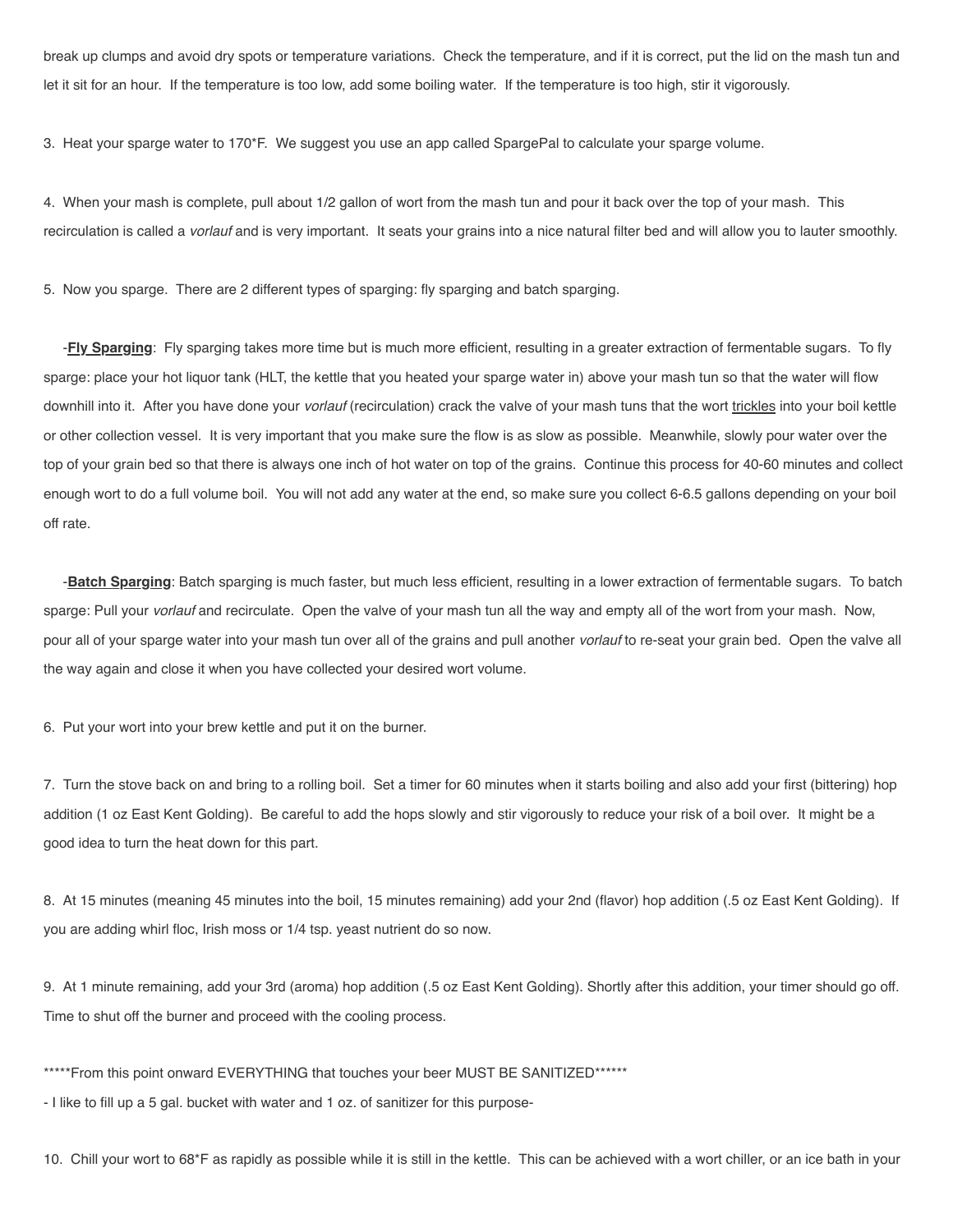break up clumps and avoid dry spots or temperature variations. Check the temperature, and if it is correct, put the lid on the mash tun and let it sit for an hour. If the temperature is too low, add some boiling water. If the temperature is too high, stir it vigorously.

3. Heat your sparge water to 170*F. We suggest you use an app called SpargePal to calculate your sparge volume.

4. When your mash is complete, pull about 1/2 gallon of wort from the mash tun and pour it back over the top of your mash. This recirculation is called a *vorlauf* and is very important. It seats your grains into a nice natural filter bed and will allow you to lauter smoothly.

5. Now you sparge. There are 2 different types of sparging: fly sparging and batch sparging.

-**Fly Sparging**: Fly sparging takes more time but is much more efficient, resulting in a greater extraction of fermentable sugars. To fly sparge: place your hot liquor tank (HLT, the kettle that you heated your sparge water in) above your mash tun so that the water will flow downhill into it. After you have done your *vorlauf* (recirculation) crack the valve of your mash tuns that the wort trickles into your boil kettle or other collection vessel. It is very important that you make sure the flow is as slow as possible. Meanwhile, slowly pour water over the top of your grain bed so that there is always one inch of hot water on top of the grains. Continue this process for 40-60 minutes and collect enough wort to do a full volume boil. You will not add any water at the end, so make sure you collect 6-6.5 gallons depending on your boil off rate.

-**Batch Sparging**: Batch sparging is much faster, but much less efficient, resulting in a lower extraction of fermentable sugars. To batch sparge: Pull your *vorlauf* and recirculate. Open the valve of your mash tun all the way and empty all of the wort from your mash. Now, pour all of your sparge water into your mash tun over all of the grains and pull another *vorlauf* to re-seat your grain bed. Open the valve all the way again and close it when you have collected your desired wort volume.

6. Put your wort into your brew kettle and put it on the burner.

7. Turn the stove back on and bring to a rolling boil. Set a timer for 60 minutes when it starts boiling and also add your first (bittering) hop addition (1 oz East Kent Golding). Be careful to add the hops slowly and stir vigorously to reduce your risk of a boil over. It might be a good idea to turn the heat down for this part.

8. At 15 minutes (meaning 45 minutes into the boil, 15 minutes remaining) add your 2nd (flavor) hop addition (.5 oz East Kent Golding). If you are adding whirl floc, Irish moss or 1/4 tsp. yeast nutrient do so now.

9. At 1 minute remaining, add your 3rd (aroma) hop addition (.5 oz East Kent Golding). Shortly after this addition, your timer should go off. Time to shut off the burner and proceed with the cooling process.

*****From this point onward EVERYTHING that touches your beer MUST BE SANITIZED******

- I like to fill up a 5 gal. bucket with water and 1 oz. of sanitizer for this purpose-

10. Chill your wort to 68*F as rapidly as possible while it is still in the kettle. This can be achieved with a wort chiller, or an ice bath in your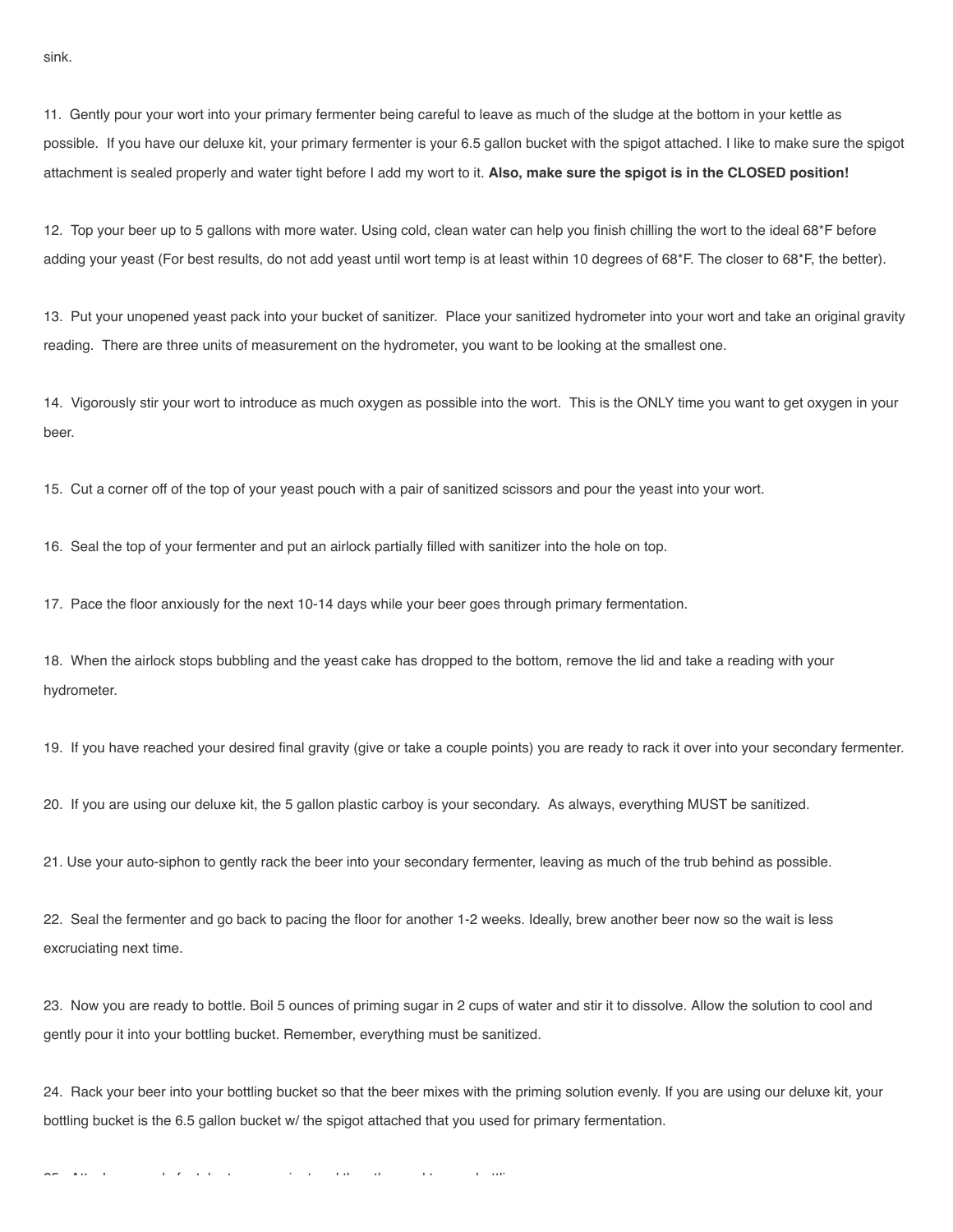sink.

11. Gently pour your wort into your primary fermenter being careful to leave as much of the sludge at the bottom in your kettle as possible. If you have our deluxe kit, your primary fermenter is your 6.5 gallon bucket with the spigot attached. I like to make sure the spigot attachment is sealed properly and water tight before I add my wort to it. **Also, make sure the spigot is in the CLOSED position!**

12. Top your beer up to 5 gallons with more water. Using cold, clean water can help you finish chilling the wort to the ideal 68*F before adding your yeast (For best results, do not add yeast until wort temp is at least within 10 degrees of 68*F. The closer to 68*F, the better).

13. Put your unopened yeast pack into your bucket of sanitizer. Place your sanitized hydrometer into your wort and take an original gravity reading. There are three units of measurement on the hydrometer, you want to be looking at the smallest one.

14. Vigorously stir your wort to introduce as much oxygen as possible into the wort. This is the ONLY time you want to get oxygen in your beer.

15. Cut a corner off of the top of your yeast pouch with a pair of sanitized scissors and pour the yeast into your wort.

16. Seal the top of your fermenter and put an airlock partially filled with sanitizer into the hole on top.

17. Pace the floor anxiously for the next 10-14 days while your beer goes through primary fermentation.

18. When the airlock stops bubbling and the yeast cake has dropped to the bottom, remove the lid and take a reading with your hydrometer.

19. If you have reached your desired final gravity (give or take a couple points) you are ready to rack it over into your secondary fermenter.

20. If you are using our deluxe kit, the 5 gallon plastic carboy is your secondary. As always, everything MUST be sanitized.

21. Use your auto-siphon to gently rack the beer into your secondary fermenter, leaving as much of the trub behind as possible.

22. Seal the fermenter and go back to pacing the floor for another 1-2 weeks. Ideally, brew another beer now so the wait is less excruciating next time.

23. Now you are ready to bottle. Boil 5 ounces of priming sugar in 2 cups of water and stir it to dissolve. Allow the solution to cool and gently pour it into your bottling bucket. Remember, everything must be sanitized.

24. Rack your beer into your bottling bucket so that the beer mixes with the priming solution evenly. If you are using our deluxe kit, your bottling bucket is the 6.5 gallon bucket w/ the spigot attached that you used for primary fermentation.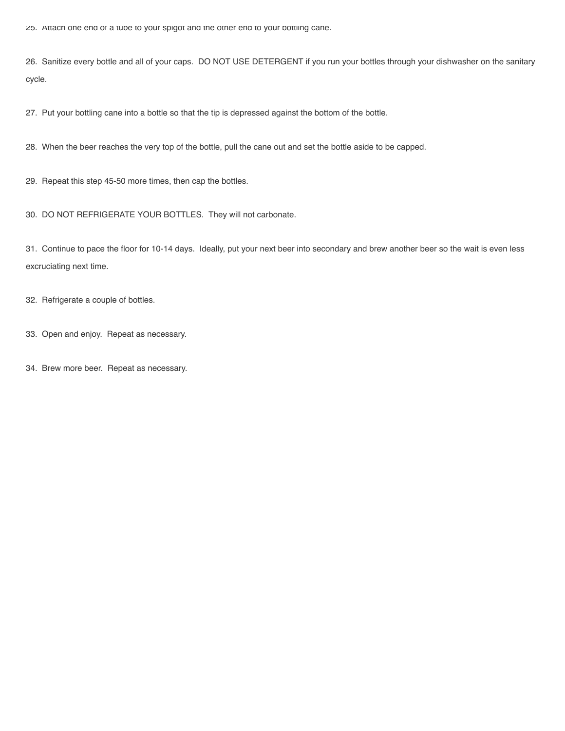25. Attach one end of a tube to your spigot and the other end to your bottling cane.

26. Sanitize every bottle and all of your caps. DO NOT USE DETERGENT if you run your bottles through your dishwasher on the sanitary cycle.

27. Put your bottling cane into a bottle so that the tip is depressed against the bottom of the bottle.

28. When the beer reaches the very top of the bottle, pull the cane out and set the bottle aside to be capped.

29. Repeat this step 45-50 more times, then cap the bottles.

30. DO NOT REFRIGERATE YOUR BOTTLES. They will not carbonate.

31. Continue to pace the floor for 10-14 days. Ideally, put your next beer into secondary and brew another beer so the wait is even less excruciating next time.

32. Refrigerate a couple of bottles.

33. Open and enjoy. Repeat as necessary.

34. Brew more beer. Repeat as necessary.